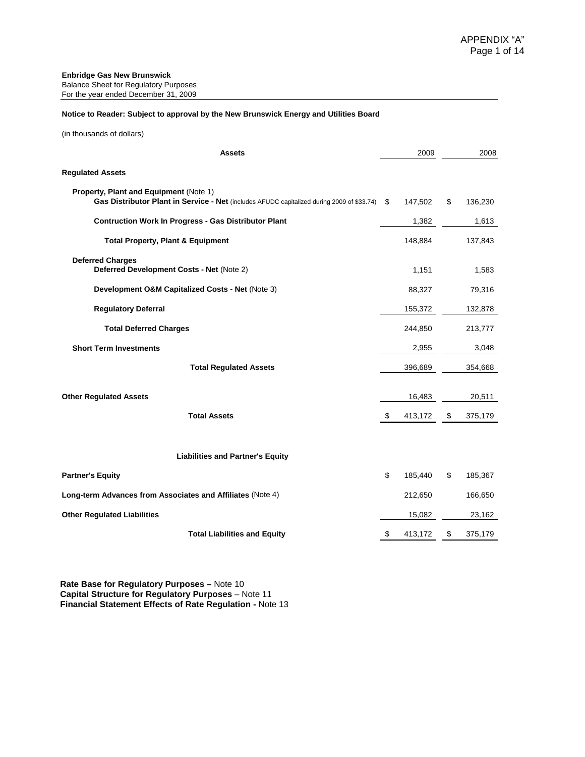APPENDIX "A"

**Enbridge Gas New Brunswick**
Balance Sheet for Regulatory Purposes
For the year ended December 31, 2009

**Notice to Reader: Subject to approval by the New Brunswick Energy and Utilities Board**

(in thousands of dollars)

| **Assets** | 2009 | 2008 |
|---|---|---|
| **Regulated Assets** | | |
| **Property, Plant and Equipment** (Note 1) | | |
| **Gas Distributor Plant in Service - Net** (includes AFUDC capitalized during 2009 of $33.74) | $ 147,502 | $ 136,230 |
| **Contruction Work In Progress - Gas Distributor Plant** | 1,382 | 1,613 |
| **Total Property, Plant & Equipment** | 148,884 | 137,843 |
| **Deferred Charges** | | |
| **Deferred Development Costs - Net** (Note 2) | 1,151 | 1,583 |
| **Development O&M Capitalized Costs - Net** (Note 3) | 88,327 | 79,316 |
| **Regulatory Deferral** | 155,372 | 132,878 |
| **Total Deferred Charges** | 244,850 | 213,777 |
| **Short Term Investments** | 2,955 | 3,048 |
| **Total Regulated Assets** | 396,689 | 354,668 |
| **Other Regulated Assets** | 16,483 | 20,511 |
| **Total Assets** | $ 413,172 | $ 375,179 |

| **Liabilities and Partner's Equity** | | |
|---|---|---|
| **Partner's Equity** | $ 185,440 | $ 185,367 |
| **Long-term Advances from Associates and Affiliates** (Note 4) | 212,650 | 166,650 |
| **Other Regulated Liabilities** | 15,082 | 23,162 |
| **Total Liabilities and Equity** | $ 413,172 | $ 375,179 |

**Rate Base for Regulatory Purposes –** Note 10
**Capital Structure for Regulatory Purposes** – Note 11
**Financial Statement Effects of Rate Regulation -** Note 13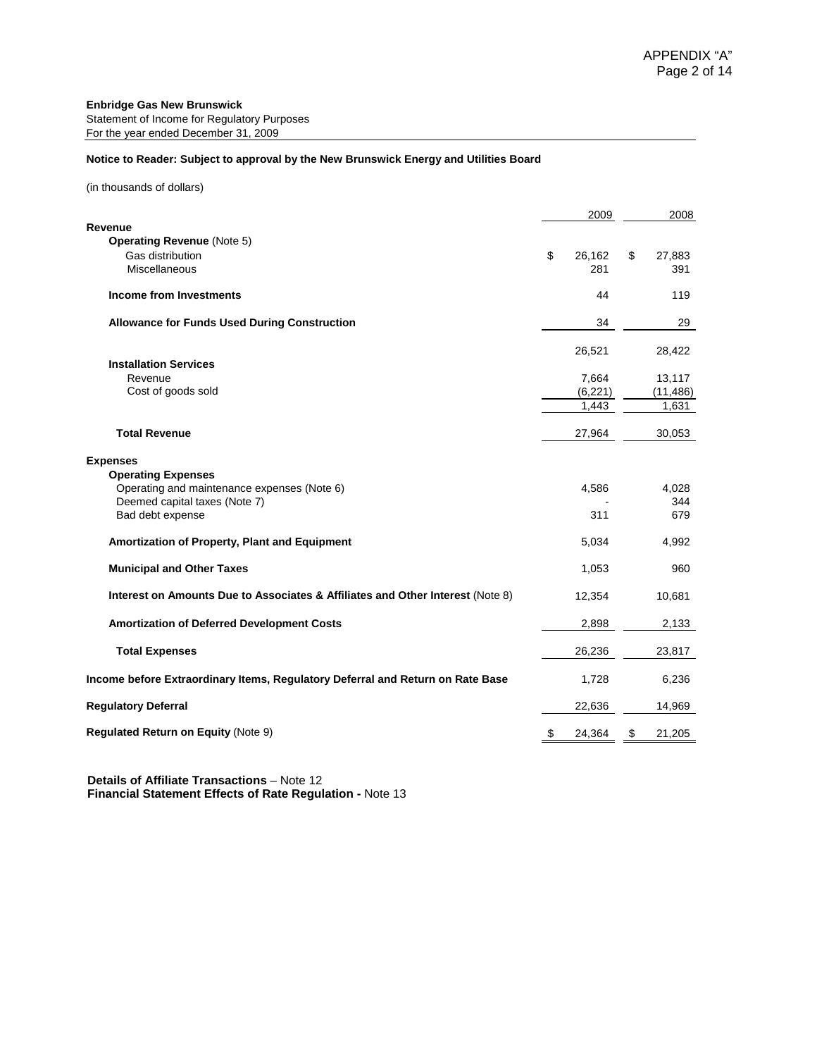APPENDIX "A"

**Enbridge Gas New Brunswick**
Statement of Income for Regulatory Purposes
For the year ended December 31, 2009

**Notice to Reader: Subject to approval by the New Brunswick Energy and Utilities Board**

(in thousands of dollars)

| | 2009 | 2008 |
|---|---|---|
| **Revenue** | | |
| **Operating Revenue** (Note 5) | | |
| Gas distribution | $ 26,162 | $ 27,883 |
| Miscellaneous | 281 | 391 |
| **Income from Investments** | 44 | 119 |
| **Allowance for Funds Used During Construction** | 34 | 29 |
| | 26,521 | 28,422 |
| **Installation Services** | | |
| Revenue | 7,664 | 13,117 |
| Cost of goods sold | (6,221) | (11,486) |
| | 1,443 | 1,631 |
| **Total Revenue** | 27,964 | 30,053 |
| **Expenses** | | |
| **Operating Expenses** | | |
| Operating and maintenance expenses (Note 6) | 4,586 | 4,028 |
| Deemed capital taxes (Note 7) | - | 344 |
| Bad debt expense | 311 | 679 |
| **Amortization of Property, Plant and Equipment** | 5,034 | 4,992 |
| **Municipal and Other Taxes** | 1,053 | 960 |
| **Interest on Amounts Due to Associates & Affiliates and Other Interest** (Note 8) | 12,354 | 10,681 |
| **Amortization of Deferred Development Costs** | 2,898 | 2,133 |
| **Total Expenses** | 26,236 | 23,817 |
| **Income before Extraordinary Items, Regulatory Deferral and Return on Rate Base** | 1,728 | 6,236 |
| **Regulatory Deferral** | 22,636 | 14,969 |
| **Regulated Return on Equity** (Note 9) | $ 24,364 | $ 21,205 |

**Details of Affiliate Transactions** – Note 12
**Financial Statement Effects of Rate Regulation -** Note 13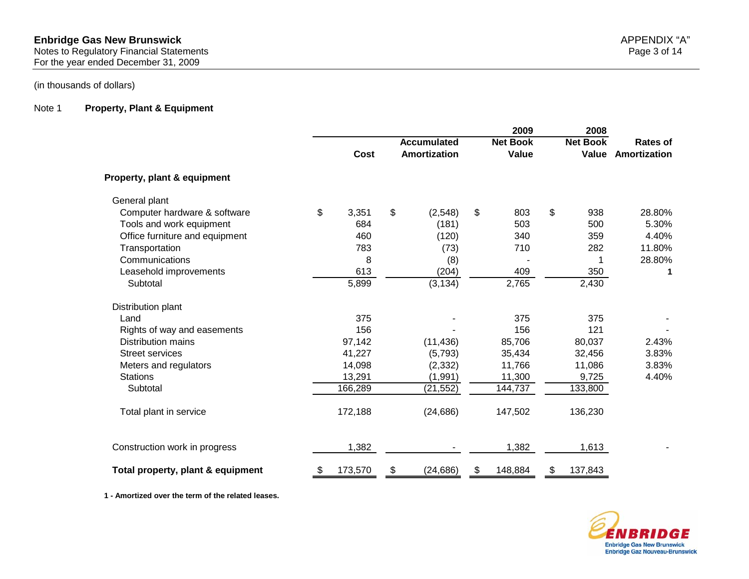**Enbridge Gas New Brunswick**
Notes to Regulatory Financial Statements
For the year ended December 31, 2009

(in thousands of dollars)

Note 1 **Property, Plant & Equipment**

| | Cost | Accumulated Amortization | 2009 Net Book Value | 2008 Net Book Value | Rates of Amortization |
|---|---|---|---|---|---|
| **Property, plant & equipment** | | | | | |
| General plant | | | | | |
| Computer hardware & software | $ 3,351 | $ (2,548) | $ 803 | $ 938 | 28.80% |
| Tools and work equipment | 684 | (181) | 503 | 500 | 5.30% |
| Office furniture and equipment | 460 | (120) | 340 | 359 | 4.40% |
| Transportation | 783 | (73) | 710 | 282 | 11.80% |
| Communications | 8 | (8) | - | 1 | 28.80% |
| Leasehold improvements | 613 | (204) | 409 | 350 | 1 |
| Subtotal | 5,899 | (3,134) | 2,765 | 2,430 | |
| Distribution plant | | | | | |
| Land | 375 | - | 375 | 375 | - |
| Rights of way and easements | 156 | - | 156 | 121 | - |
| Distribution mains | 97,142 | (11,436) | 85,706 | 80,037 | 2.43% |
| Street services | 41,227 | (5,793) | 35,434 | 32,456 | 3.83% |
| Meters and regulators | 14,098 | (2,332) | 11,766 | 11,086 | 3.83% |
| Stations | 13,291 | (1,991) | 11,300 | 9,725 | 4.40% |
| Subtotal | 166,289 | (21,552) | 144,737 | 133,800 | |
| Total plant in service | 172,188 | (24,686) | 147,502 | 136,230 | |
| Construction work in progress | 1,382 | - | 1,382 | 1,613 | - |
| **Total property, plant & equipment** | $ 173,570 | $ (24,686) | $ 148,884 | $ 137,843 | |

**1 - Amortized over the term of the related leases.**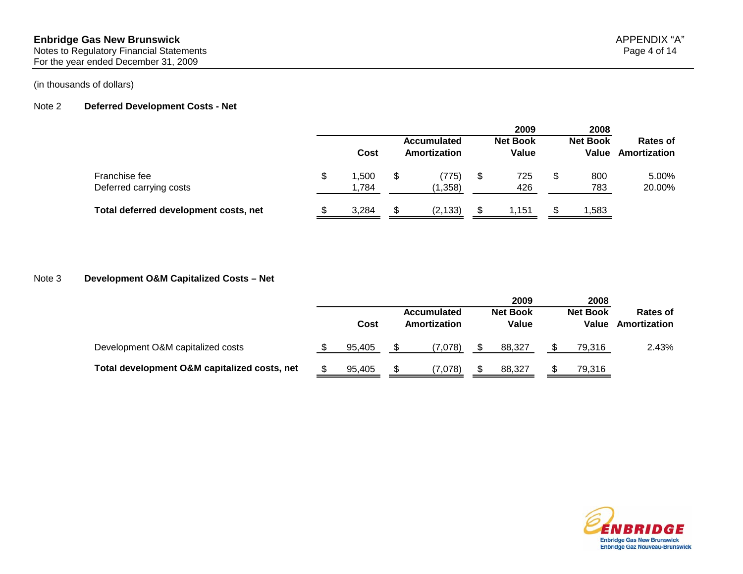(in thousands of dollars)

## Note 2 Deferred Development Costs - Net

| | Cost | Accumulated Amortization | 2009 Net Book Value | 2008 Net Book Value | Rates of Amortization |
|---|---|---|---|---|---|
| Franchise fee | $ 1,500 | $ (775) | $ 725 | $ 800 | 5.00% |
| Deferred carrying costs | 1,784 | (1,358) | 426 | 783 | 20.00% |
| **Total deferred development costs, net** | $ 3,284 | $ (2,133) | $ 1,151 | $ 1,583 | |

## Note 3 Development O&M Capitalized Costs – Net

| | Cost | Accumulated Amortization | 2009 Net Book Value | 2008 Net Book Value | Rates of Amortization |
|---|---|---|---|---|---|
| Development O&M capitalized costs | $ 95,405 | $ (7,078) | $ 88,327 | $ 79,316 | 2.43% |
| **Total development O&M capitalized costs, net** | $ 95,405 | $ (7,078) | $ 88,327 | $ 79,316 | |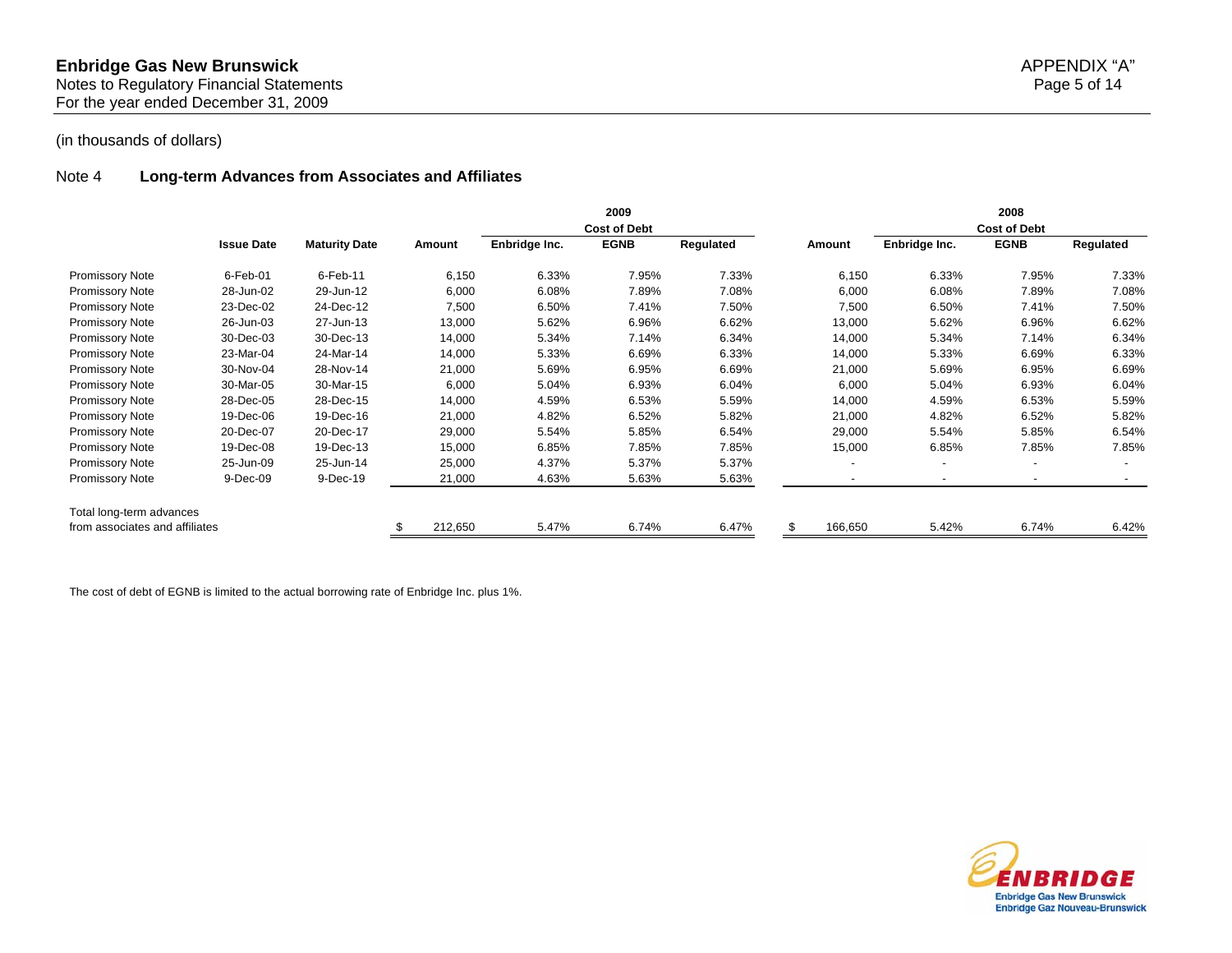# Enbridge Gas New Brunswick

Notes to Regulatory Financial Statements
For the year ended December 31, 2009

APPENDIX "A"

(in thousands of dollars)

## Note 4 Long-term Advances from Associates and Affiliates

| | | | 2009 | | | | 2008 | | | |
|---|---|---|---|---|---|---|---|---|---|---|
| | | | | Cost of Debt | | | | Cost of Debt | | |
| | Issue Date | Maturity Date | Amount | Enbridge Inc. | EGNB | Regulated | Amount | Enbridge Inc. | EGNB | Regulated |
| Promissory Note | 6-Feb-01 | 6-Feb-11 | 6,150 | 6.33% | 7.95% | 7.33% | 6,150 | 6.33% | 7.95% | 7.33% |
| Promissory Note | 28-Jun-02 | 29-Jun-12 | 6,000 | 6.08% | 7.89% | 7.08% | 6,000 | 6.08% | 7.89% | 7.08% |
| Promissory Note | 23-Dec-02 | 24-Dec-12 | 7,500 | 6.50% | 7.41% | 7.50% | 7,500 | 6.50% | 7.41% | 7.50% |
| Promissory Note | 26-Jun-03 | 27-Jun-13 | 13,000 | 5.62% | 6.96% | 6.62% | 13,000 | 5.62% | 6.96% | 6.62% |
| Promissory Note | 30-Dec-03 | 30-Dec-13 | 14,000 | 5.34% | 7.14% | 6.34% | 14,000 | 5.34% | 7.14% | 6.34% |
| Promissory Note | 23-Mar-04 | 24-Mar-14 | 14,000 | 5.33% | 6.69% | 6.33% | 14,000 | 5.33% | 6.69% | 6.33% |
| Promissory Note | 30-Nov-04 | 28-Nov-14 | 21,000 | 5.69% | 6.95% | 6.69% | 21,000 | 5.69% | 6.95% | 6.69% |
| Promissory Note | 30-Mar-05 | 30-Mar-15 | 6,000 | 5.04% | 6.93% | 6.04% | 6,000 | 5.04% | 6.93% | 6.04% |
| Promissory Note | 28-Dec-05 | 28-Dec-15 | 14,000 | 4.59% | 6.53% | 5.59% | 14,000 | 4.59% | 6.53% | 5.59% |
| Promissory Note | 19-Dec-06 | 19-Dec-16 | 21,000 | 4.82% | 6.52% | 5.82% | 21,000 | 4.82% | 6.52% | 5.82% |
| Promissory Note | 20-Dec-07 | 20-Dec-17 | 29,000 | 5.54% | 5.85% | 6.54% | 29,000 | 5.54% | 5.85% | 6.54% |
| Promissory Note | 19-Dec-08 | 19-Dec-13 | 15,000 | 6.85% | 7.85% | 7.85% | 15,000 | 6.85% | 7.85% | 7.85% |
| Promissory Note | 25-Jun-09 | 25-Jun-14 | 25,000 | 4.37% | 5.37% | 5.37% | - | - | - | - |
| Promissory Note | 9-Dec-09 | 9-Dec-19 | 21,000 | 4.63% | 5.63% | 5.63% | - | - | - | - |
| Total long-term advances from associates and affiliates | | | $ 212,650 | 5.47% | 6.74% | 6.47% | $ 166,650 | 5.42% | 6.74% | 6.42% |

The cost of debt of EGNB is limited to the actual borrowing rate of Enbridge Inc. plus 1%.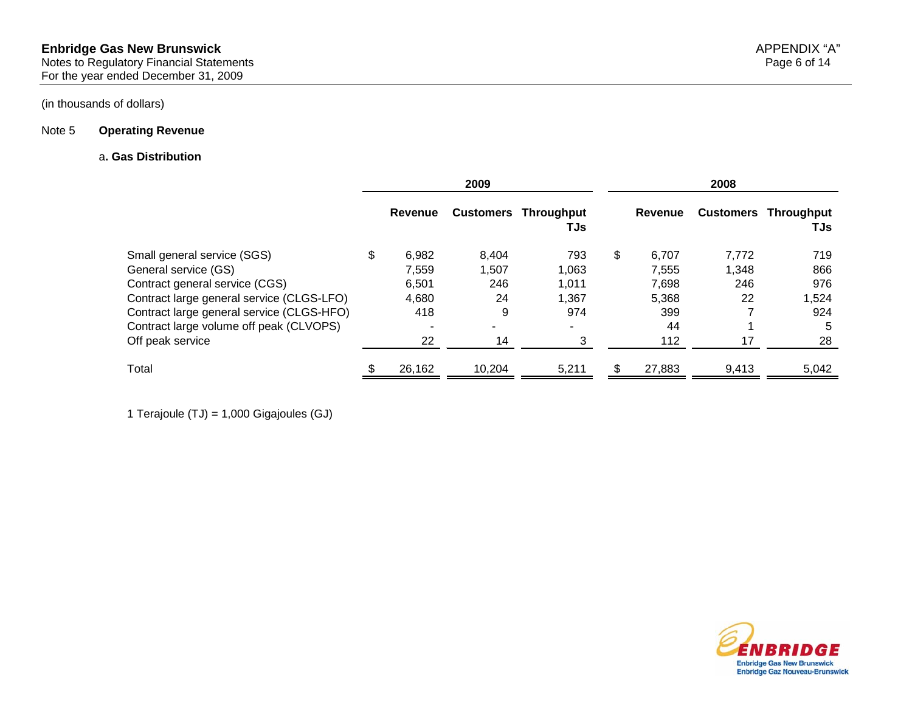(in thousands of dollars)

Note 5 **Operating Revenue**

a**. Gas Distribution**

| | 2009 | | | 2008 | | |
|---|---|---|---|---|---|---|
| | Revenue | Customers | Throughput TJs | Revenue | Customers | Throughput TJs |
| Small general service (SGS) | $ 6,982 | 8,404 | 793 | $ 6,707 | 7,772 | 719 |
| General service (GS) | 7,559 | 1,507 | 1,063 | 7,555 | 1,348 | 866 |
| Contract general service (CGS) | 6,501 | 246 | 1,011 | 7,698 | 246 | 976 |
| Contract large general service (CLGS-LFO) | 4,680 | 24 | 1,367 | 5,368 | 22 | 1,524 |
| Contract large general service (CLGS-HFO) | 418 | 9 | 974 | 399 | 7 | 924 |
| Contract large volume off peak (CLVOPS) | - | - | - | 44 | 1 | 5 |
| Off peak service | 22 | 14 | 3 | 112 | 17 | 28 |
| Total | $ 26,162 | 10,204 | 5,211 | $ 27,883 | 9,413 | 5,042 |

1 Terajoule (TJ) = 1,000 Gigajoules (GJ)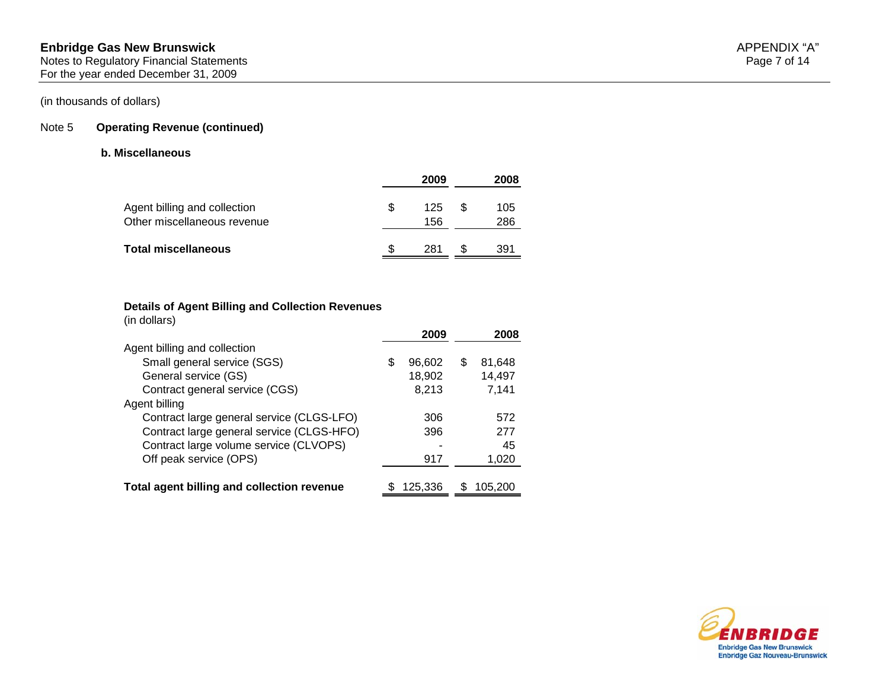(in thousands of dollars)

## Note 5 Operating Revenue (continued)

### b. Miscellaneous

| | 2009 | 2008 |
|---|---|---|
| Agent billing and collection | $ 125 | $ 105 |
| Other miscellaneous revenue | 156 | 286 |
| **Total miscellaneous** | $ 281 | $ 391 |

**Details of Agent Billing and Collection Revenues**
(in dollars)

| | 2009 | 2008 |
|---|---|---|
| Agent billing and collection | | |
| Small general service (SGS) | $ 96,602 | $ 81,648 |
| General service (GS) | 18,902 | 14,497 |
| Contract general service (CGS) | 8,213 | 7,141 |
| Agent billing | | |
| Contract large general service (CLGS-LFO) | 306 | 572 |
| Contract large general service (CLGS-HFO) | 396 | 277 |
| Contract large volume service (CLVOPS) | - | 45 |
| Off peak service (OPS) | 917 | 1,020 |
| **Total agent billing and collection revenue** | $ 125,336 | $ 105,200 |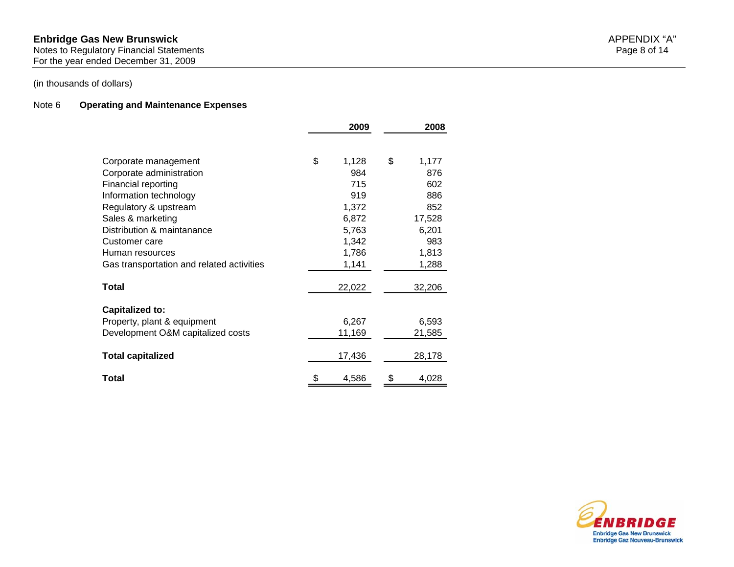**Enbridge Gas New Brunswick**
Notes to Regulatory Financial Statements
For the year ended December 31, 2009

(in thousands of dollars)

## Note 6 Operating and Maintenance Expenses

| | 2009 | 2008 |
|---|---|---|
| Corporate management | $ 1,128 | $ 1,177 |
| Corporate administration | 984 | 876 |
| Financial reporting | 715 | 602 |
| Information technology | 919 | 886 |
| Regulatory & upstream | 1,372 | 852 |
| Sales & marketing | 6,872 | 17,528 |
| Distribution & maintanance | 5,763 | 6,201 |
| Customer care | 1,342 | 983 |
| Human resources | 1,786 | 1,813 |
| Gas transportation and related activities | 1,141 | 1,288 |
| **Total** | 22,022 | 32,206 |
| **Capitalized to:** | | |
| Property, plant & equipment | 6,267 | 6,593 |
| Development O&M capitalized costs | 11,169 | 21,585 |
| **Total capitalized** | 17,436 | 28,178 |
| **Total** | $ 4,586 | $ 4,028 |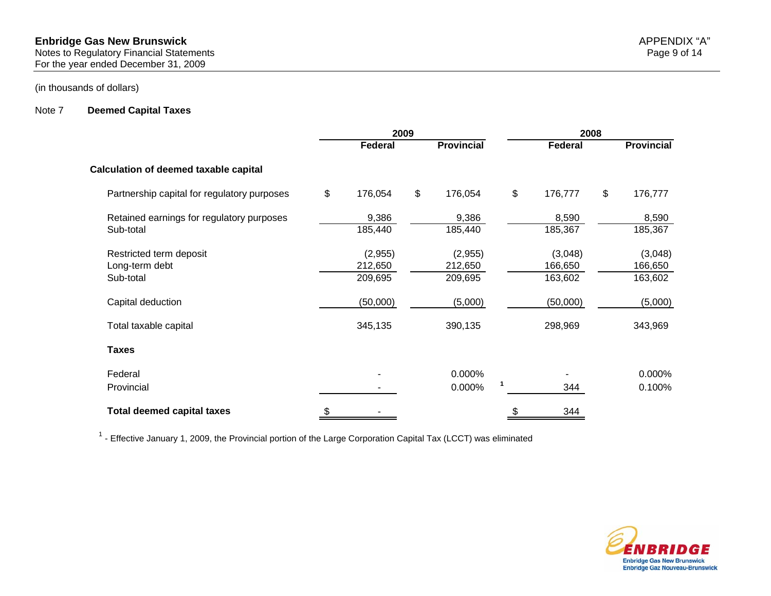(in thousands of dollars)

## Note 7 Deemed Capital Taxes

| | 2009 | | 2008 | |
|---|---|---|---|---|
| | **Federal** | **Provincial** | **Federal** | **Provincial** |
| **Calculation of deemed taxable capital** | | | | |
| Partnership capital for regulatory purposes | $ 176,054 | $ 176,054 | $ 176,777 | $ 176,777 |
| Retained earnings for regulatory purposes | 9,386 | 9,386 | 8,590 | 8,590 |
| Sub-total | 185,440 | 185,440 | 185,367 | 185,367 |
| Restricted term deposit | (2,955) | (2,955) | (3,048) | (3,048) |
| Long-term debt | 212,650 | 212,650 | 166,650 | 166,650 |
| Sub-total | 209,695 | 209,695 | 163,602 | 163,602 |
| Capital deduction | (50,000) | (5,000) | (50,000) | (5,000) |
| Total taxable capital | 345,135 | 390,135 | 298,969 | 343,969 |
| **Taxes** | | | | |
| Federal | - | 0.000% | - | 0.000% |
| Provincial | - | 0.000% [1] | 344 | 0.100% |
| **Total deemed capital taxes** | $ - | | $ 344 | |

[1] - Effective January 1, 2009, the Provincial portion of the Large Corporation Capital Tax (LCCT) was eliminated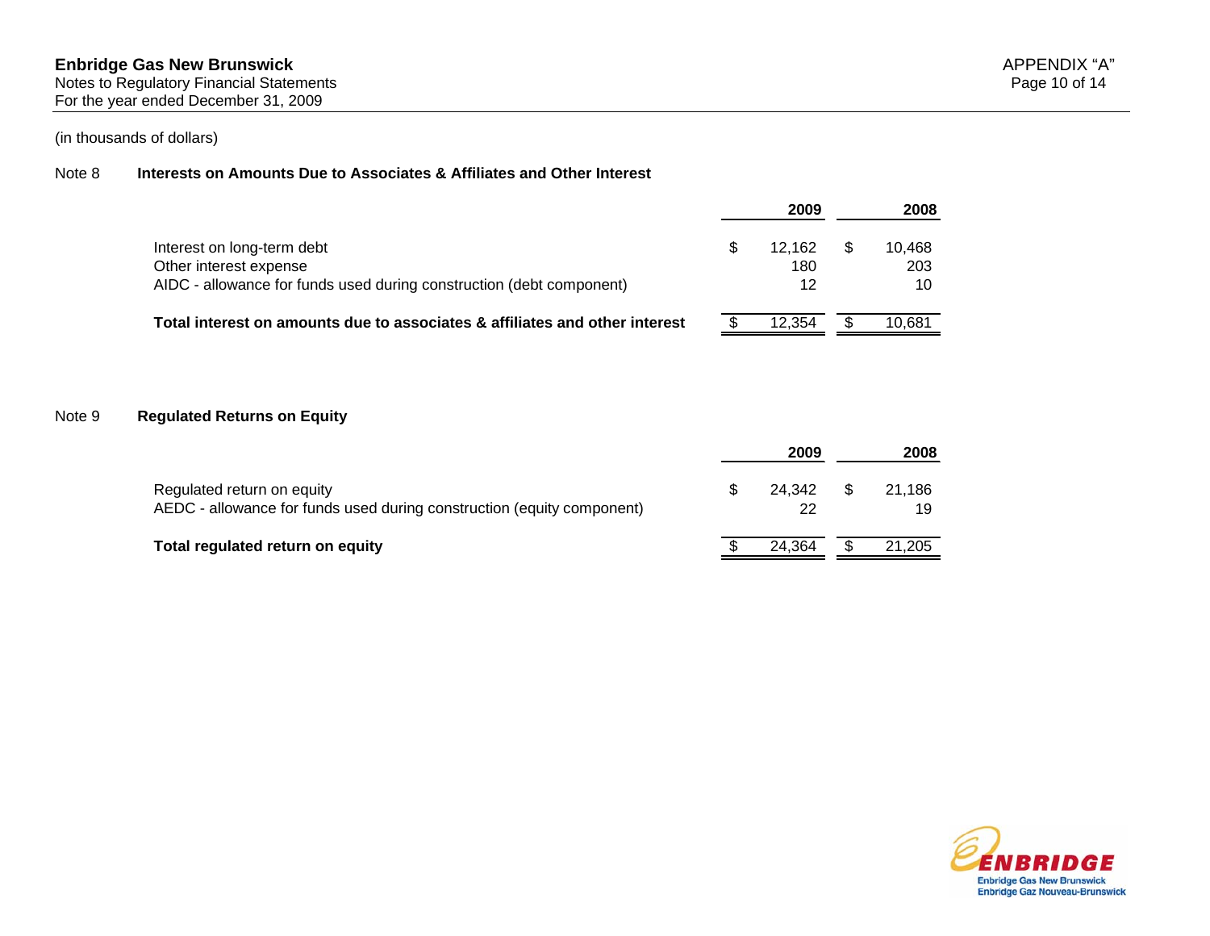(in thousands of dollars)

## Note 8 Interests on Amounts Due to Associates & Affiliates and Other Interest

| | 2009 | 2008 |
|---|---|---|
| Interest on long-term debt | $ 12,162 | $ 10,468 |
| Other interest expense | 180 | 203 |
| AIDC - allowance for funds used during construction (debt component) | 12 | 10 |
| **Total interest on amounts due to associates & affiliates and other interest** | $ 12,354 | $ 10,681 |

## Note 9 Regulated Returns on Equity

| | 2009 | 2008 |
|---|---|---|
| Regulated return on equity | $ 24,342 | $ 21,186 |
| AEDC - allowance for funds used during construction (equity component) | 22 | 19 |
| **Total regulated return on equity** | $ 24,364 | $ 21,205 |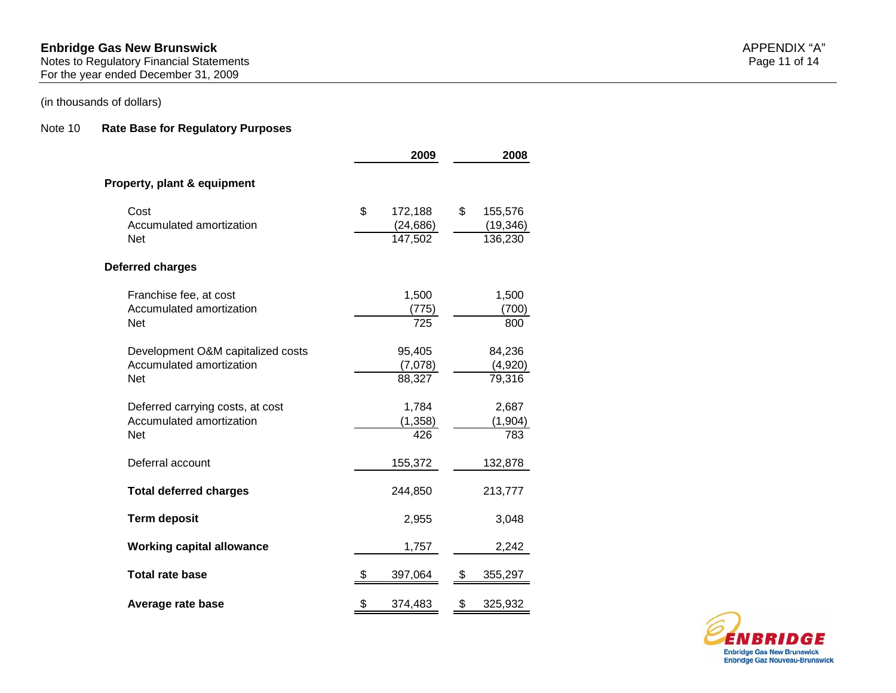Enbridge Gas New Brunswick
Notes to Regulatory Financial Statements
For the year ended December 31, 2009

(in thousands of dollars)

## Note 10 Rate Base for Regulatory Purposes

| | 2009 | 2008 |
|---|---|---|
| **Property, plant & equipment** | | |
| Cost | $ 172,188 | $ 155,576 |
| Accumulated amortization | (24,686) | (19,346) |
| Net | 147,502 | 136,230 |
| **Deferred charges** | | |
| Franchise fee, at cost | 1,500 | 1,500 |
| Accumulated amortization | (775) | (700) |
| Net | 725 | 800 |
| Development O&M capitalized costs | 95,405 | 84,236 |
| Accumulated amortization | (7,078) | (4,920) |
| Net | 88,327 | 79,316 |
| Deferred carrying costs, at cost | 1,784 | 2,687 |
| Accumulated amortization | (1,358) | (1,904) |
| Net | 426 | 783 |
| Deferral account | 155,372 | 132,878 |
| **Total deferred charges** | 244,850 | 213,777 |
| **Term deposit** | 2,955 | 3,048 |
| **Working capital allowance** | 1,757 | 2,242 |
| **Total rate base** | $ 397,064 | $ 355,297 |
| **Average rate base** | $ 374,483 | $ 325,932 |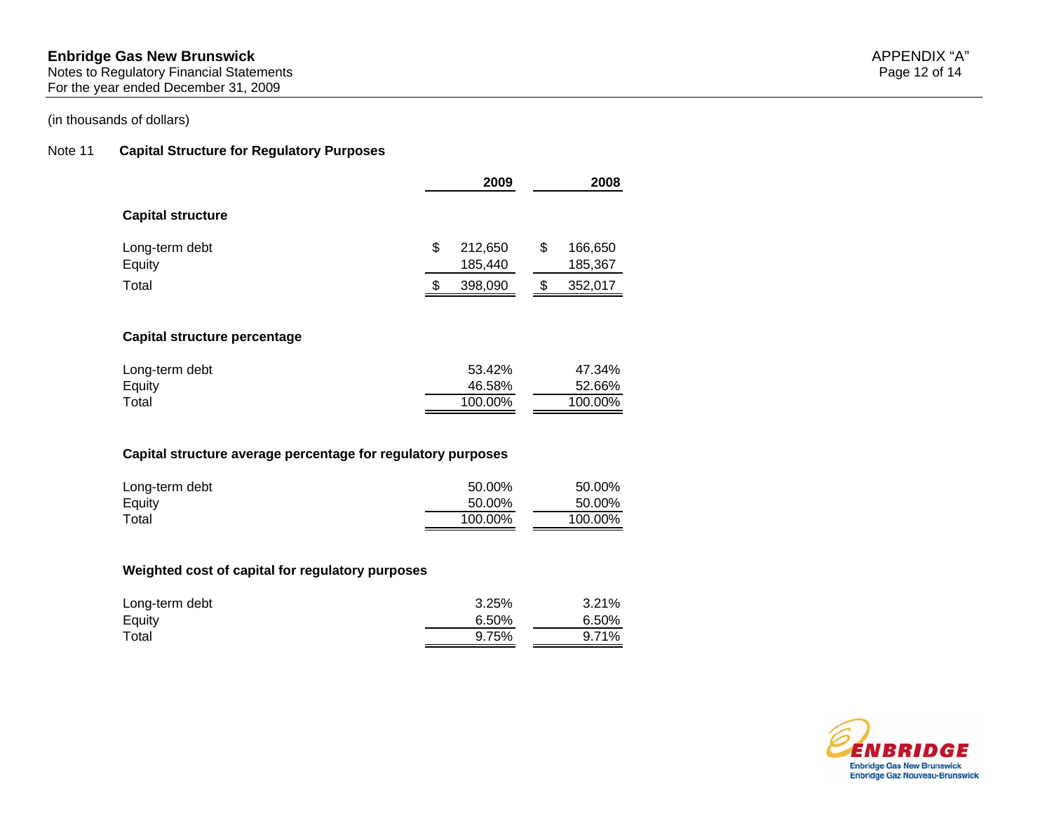Enbridge Gas New Brunswick
Notes to Regulatory Financial Statements
For the year ended December 31, 2009

(in thousands of dollars)

## Note 11 Capital Structure for Regulatory Purposes

| | 2009 | 2008 |
|---|---|---|
| **Capital structure** | | |
| Long-term debt | $ 212,650 | $ 166,650 |
| Equity | 185,440 | 185,367 |
| Total | $ 398,090 | $ 352,017 |
| **Capital structure percentage** | | |
| Long-term debt | 53.42% | 47.34% |
| Equity | 46.58% | 52.66% |
| Total | 100.00% | 100.00% |
| **Capital structure average percentage for regulatory purposes** | | |
| Long-term debt | 50.00% | 50.00% |
| Equity | 50.00% | 50.00% |
| Total | 100.00% | 100.00% |
| **Weighted cost of capital for regulatory purposes** | | |
| Long-term debt | 3.25% | 3.21% |
| Equity | 6.50% | 6.50% |
| Total | 9.75% | 9.71% |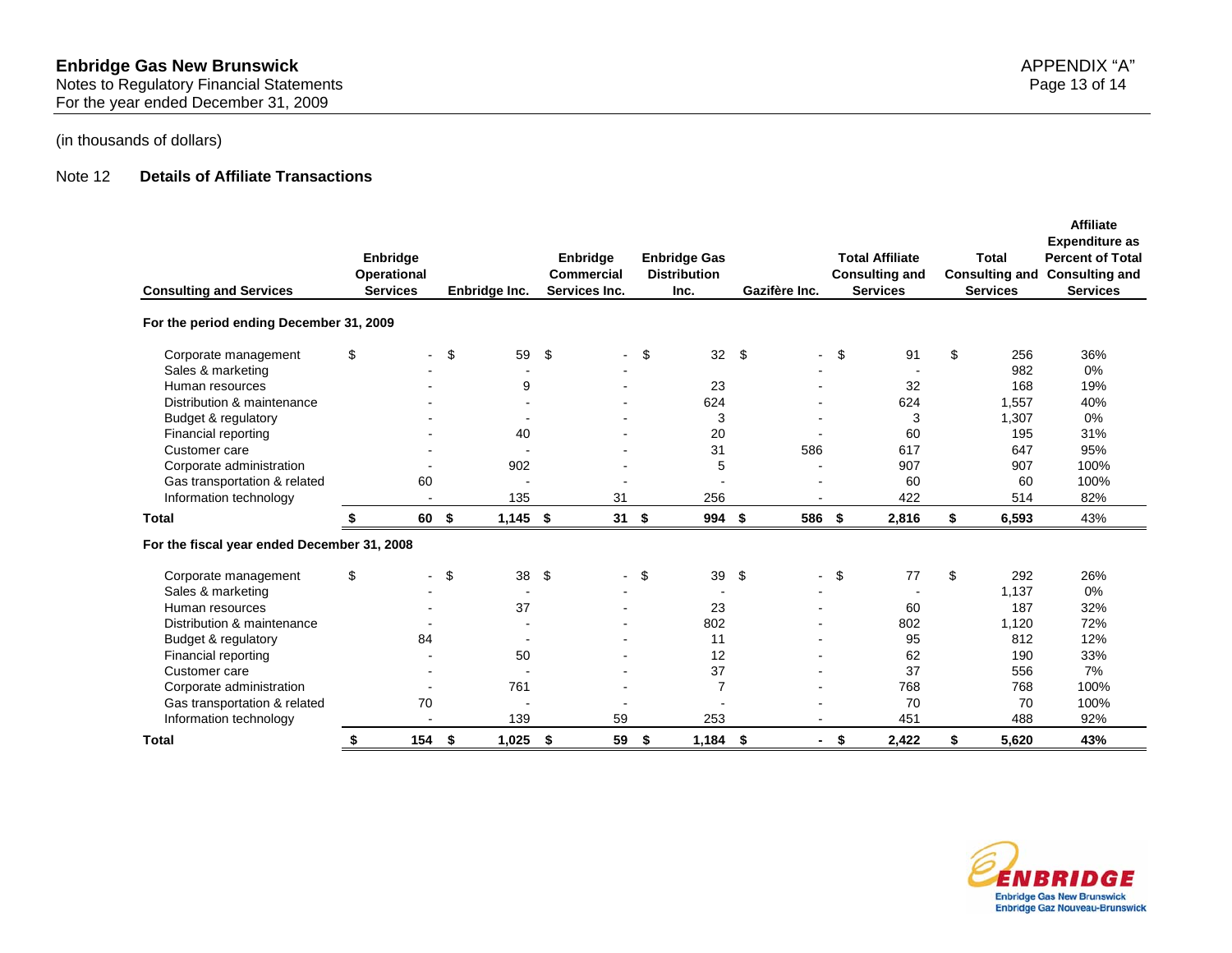**Enbridge Gas New Brunswick**
Notes to Regulatory Financial Statements
For the year ended December 31, 2009

(in thousands of dollars)

Note 12 **Details of Affiliate Transactions**

| Consulting and Services | Enbridge Operational Services | Enbridge Inc. | Enbridge Commercial Services Inc. | Enbridge Gas Distribution Inc. | Gazifère Inc. | Total Affiliate Consulting and Services | Total Consulting and Services | Affiliate Expenditure as Percent of Total Consulting and Services |
|---|---|---|---|---|---|---|---|---|
| **For the period ending December 31, 2009** | | | | | | | | |
| Corporate management | $ - | $ 59 | $ - | $ 32 | $ - | $ 91 | $ 256 | 36% |
| Sales & marketing | - | - | - | | - | - | 982 | 0% |
| Human resources | - | 9 | - | 23 | - | 32 | 168 | 19% |
| Distribution & maintenance | - | - | - | 624 | - | 624 | 1,557 | 40% |
| Budget & regulatory | - | - | - | 3 | - | 3 | 1,307 | 0% |
| Financial reporting | - | 40 | - | 20 | - | 60 | 195 | 31% |
| Customer care | - | - | - | 31 | 586 | 617 | 647 | 95% |
| Corporate administration | - | 902 | - | 5 | - | 907 | 907 | 100% |
| Gas transportation & related | 60 | - | - | - | - | 60 | 60 | 100% |
| Information technology | - | 135 | 31 | 256 | - | 422 | 514 | 82% |
| **Total** | $ 60 | $ 1,145 | $ 31 | $ 994 | $ 586 | $ 2,816 | $ 6,593 | 43% |
| **For the fiscal year ended December 31, 2008** | | | | | | | | |
| Corporate management | $ - | $ 38 | $ - | $ 39 | $ - | $ 77 | $ 292 | 26% |
| Sales & marketing | - | - | - | - | - | - | 1,137 | 0% |
| Human resources | - | 37 | - | 23 | - | 60 | 187 | 32% |
| Distribution & maintenance | - | - | - | 802 | - | 802 | 1,120 | 72% |
| Budget & regulatory | 84 | - | - | 11 | - | 95 | 812 | 12% |
| Financial reporting | - | 50 | - | 12 | - | 62 | 190 | 33% |
| Customer care | - | - | - | 37 | - | 37 | 556 | 7% |
| Corporate administration | - | 761 | - | 7 | - | 768 | 768 | 100% |
| Gas transportation & related | 70 | - | - | - | - | 70 | 70 | 100% |
| Information technology | - | 139 | 59 | 253 | - | 451 | 488 | 92% |
| **Total** | **$ 154** | **$ 1,025** | **$ 59** | **$ 1,184** | **$ -** | **$ 2,422** | **$ 5,620** | **43%** |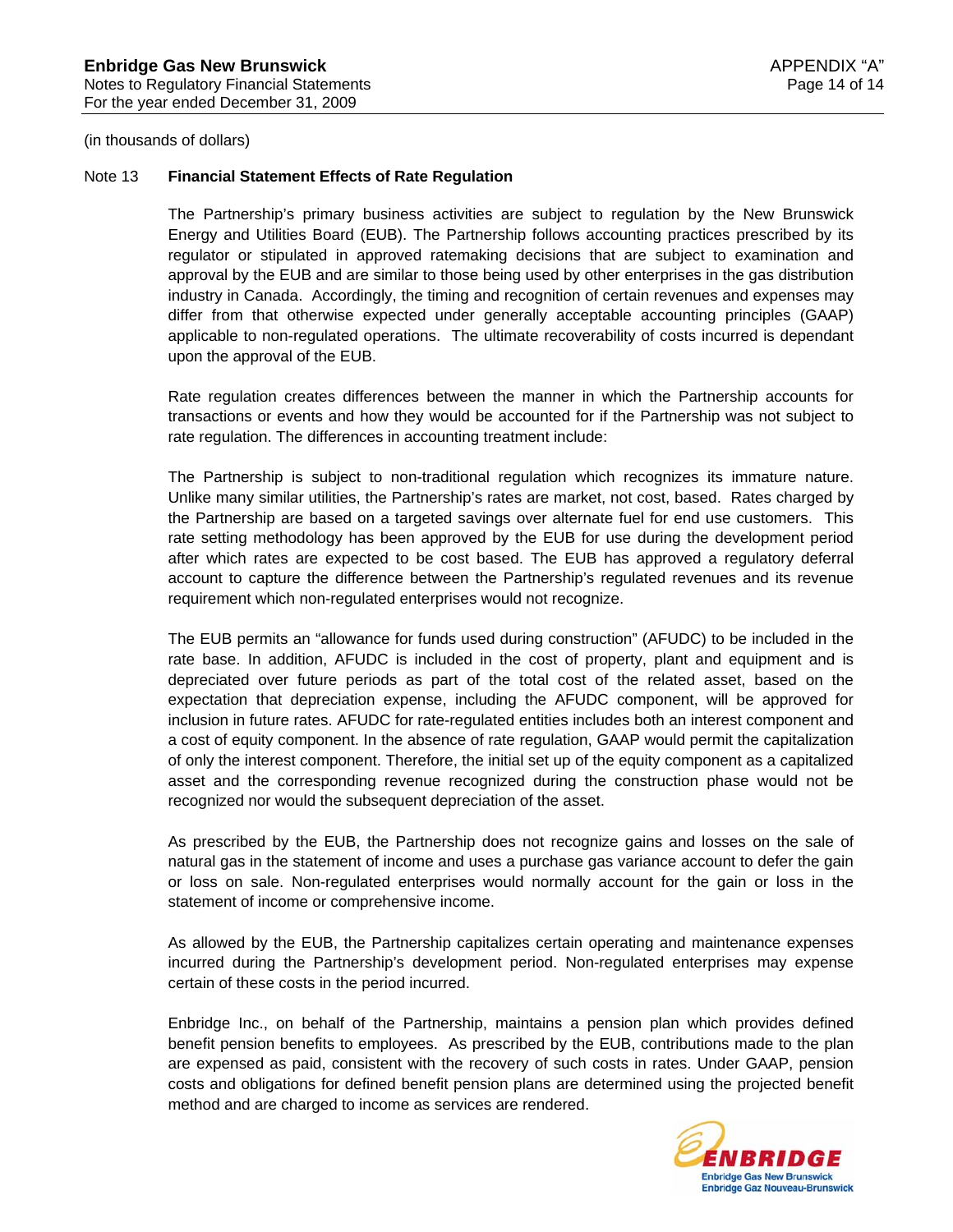(in thousands of dollars)

## Note 13 Financial Statement Effects of Rate Regulation

The Partnership's primary business activities are subject to regulation by the New Brunswick Energy and Utilities Board (EUB). The Partnership follows accounting practices prescribed by its regulator or stipulated in approved ratemaking decisions that are subject to examination and approval by the EUB and are similar to those being used by other enterprises in the gas distribution industry in Canada. Accordingly, the timing and recognition of certain revenues and expenses may differ from that otherwise expected under generally acceptable accounting principles (GAAP) applicable to non-regulated operations. The ultimate recoverability of costs incurred is dependant upon the approval of the EUB.

Rate regulation creates differences between the manner in which the Partnership accounts for transactions or events and how they would be accounted for if the Partnership was not subject to rate regulation. The differences in accounting treatment include:

The Partnership is subject to non-traditional regulation which recognizes its immature nature. Unlike many similar utilities, the Partnership's rates are market, not cost, based. Rates charged by the Partnership are based on a targeted savings over alternate fuel for end use customers. This rate setting methodology has been approved by the EUB for use during the development period after which rates are expected to be cost based. The EUB has approved a regulatory deferral account to capture the difference between the Partnership's regulated revenues and its revenue requirement which non-regulated enterprises would not recognize.

The EUB permits an "allowance for funds used during construction" (AFUDC) to be included in the rate base. In addition, AFUDC is included in the cost of property, plant and equipment and is depreciated over future periods as part of the total cost of the related asset, based on the expectation that depreciation expense, including the AFUDC component, will be approved for inclusion in future rates. AFUDC for rate-regulated entities includes both an interest component and a cost of equity component. In the absence of rate regulation, GAAP would permit the capitalization of only the interest component. Therefore, the initial set up of the equity component as a capitalized asset and the corresponding revenue recognized during the construction phase would not be recognized nor would the subsequent depreciation of the asset.

As prescribed by the EUB, the Partnership does not recognize gains and losses on the sale of natural gas in the statement of income and uses a purchase gas variance account to defer the gain or loss on sale. Non-regulated enterprises would normally account for the gain or loss in the statement of income or comprehensive income.

As allowed by the EUB, the Partnership capitalizes certain operating and maintenance expenses incurred during the Partnership's development period. Non-regulated enterprises may expense certain of these costs in the period incurred.

Enbridge Inc., on behalf of the Partnership, maintains a pension plan which provides defined benefit pension benefits to employees. As prescribed by the EUB, contributions made to the plan are expensed as paid, consistent with the recovery of such costs in rates. Under GAAP, pension costs and obligations for defined benefit pension plans are determined using the projected benefit method and are charged to income as services are rendered.